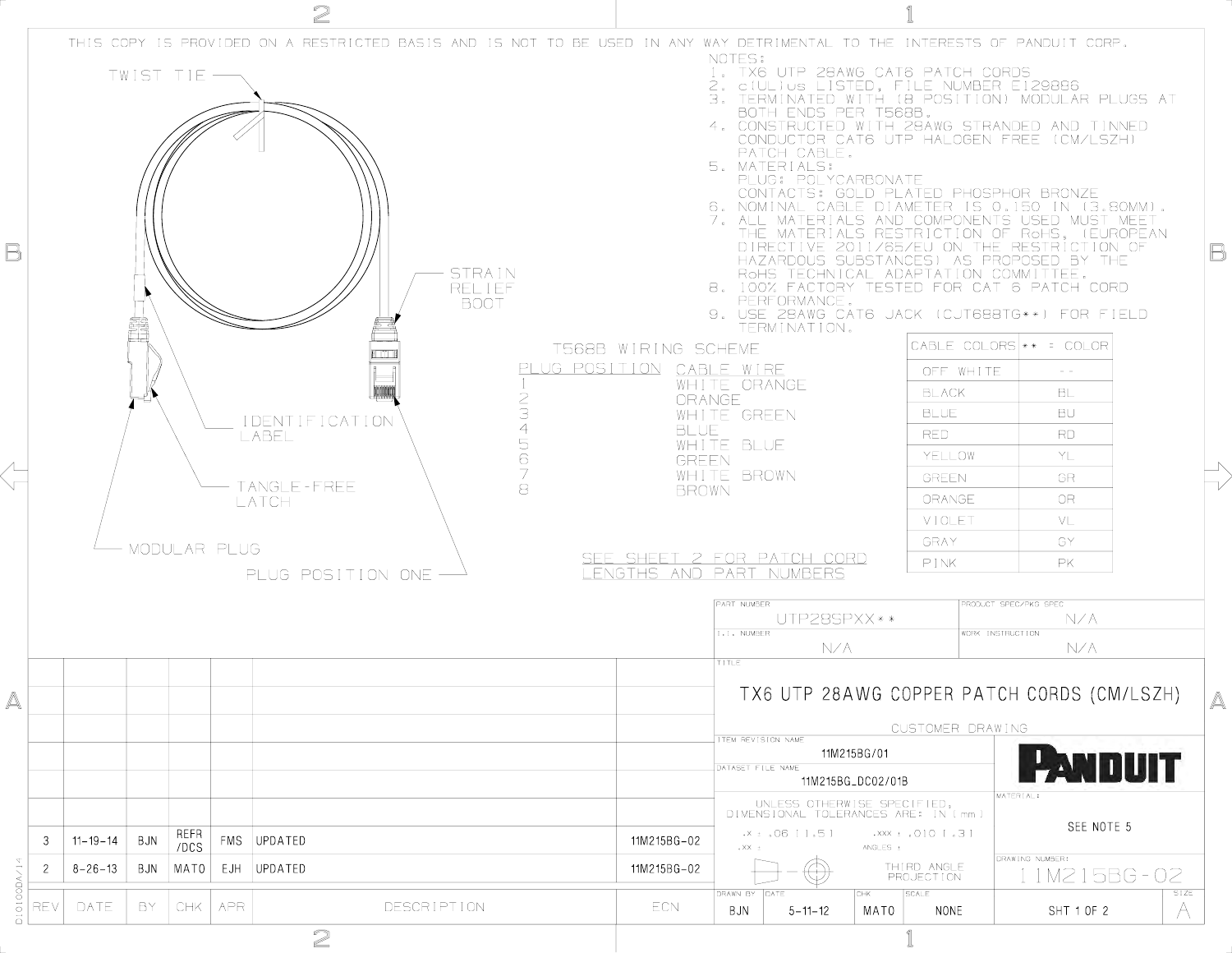THIS COPY IS PROVIDED ON A RESTRICTED BASIS AND IS NOT TO BE USED IN ANY WAY DETRIMENTAL TO THE INTERESTS OF PANDUIT CORP.

TWIST TIE

STRAIN RELIEF BOOT

IDENTIFICATION LABEL

TANGLE-FREE LATCH

MODULAR PLUG

PLUG POSITION ONE

NOTES:

1. TX6 UTP 28AWG CAT6 PATCH CORDS
2. cULus LISTED, FILE NUMBER E129886
3. TERMINATED WITH (8 POSITION) MODULAR PLUGS AT BOTH ENDS PER T568B.
4. CONSTRUCTED WITH 28AWG STRANDED AND TINNED CONDUCTOR CAT6 UTP HALOGEN FREE (CM/LSZH) PATCH CABLE.
5. MATERIALS:
   PLUG: POLYCARBONATE
   CONTACTS: GOLD PLATED PHOSPHOR BRONZE
6. NOMINAL CABLE DIAMETER IS 0.150 IN (3.80MM).
7. ALL MATERIALS AND COMPONENTS USED MUST MEET THE MATERIALS RESTRICTION OF RoHS, (EUROPEAN DIRECTIVE 2011/65/EU ON THE RESTRICTION OF HAZARDOUS SUBSTANCES) AS PROPOSED BY THE RoHS TECHNICAL ADAPTATION COMMITTEE.
8. 100% FACTORY TESTED FOR CAT 6 PATCH CORD PERFORMANCE.
9. USE 28AWG CAT6 JACK (CJT688TG**) FOR FIELD TERMINATION.

T568B WIRING SCHEME

| PLUG POSITION | CABLE WIRE |
|---|---|
| 1 | WHITE ORANGE |
| 2 | ORANGE |
| 3 | WHITE GREEN |
| 4 | BLUE |
| 5 | WHITE BLUE |
| 6 | GREEN |
| 7 | WHITE BROWN |
| 8 | BROWN |

| CABLE COLORS | ** = COLOR |
|---|---|
| OFF WHITE | -- |
| BLACK | BL |
| BLUE | BU |
| RED | RD |
| YELLOW | YL |
| GREEN | GR |
| ORANGE | OR |
| VIOLET | VL |
| GRAY | GY |
| PINK | PK |

SEE SHEET 2 FOR PATCH CORD LENGTHS AND PART NUMBERS

| PART NUMBER | PRODUCT SPEC/PKG SPEC |
|---|---|
| UTP28SPXX** | N/A |
| **I.I. NUMBER** | **WORK INSTRUCTION** |
| N/A | N/A |

TITLE: TX6 UTP 28AWG COPPER PATCH CORDS (CM/LSZH)

CUSTOMER DRAWING

ITEM REVISION NAME: 11M215BG/01

DATASET FILE NAME: 11M215BG_DC02/01B

PANDUIT

UNLESS OTHERWISE SPECIFIED, DIMENSIONAL TOLERANCES ARE: IN [mm]
.x ± .06 [1.5] .xxx ± .010 [.3]
.xx ± ANGLES ±

THIRD ANGLE PROJECTION

MATERIAL: SEE NOTE 5

DRAWING NUMBER: 11M215BG-02

| REV | DATE | BY | CHK | APR | DESCRIPTION | ECN |
|---|---|---|---|---|---|---|
| 3 | 11-19-14 | BJN | REFR /DCS | FMS | UPDATED | 11M215BG-02 |
| 2 | 8-26-13 | BJN | MATO | EJH | UPDATED | 11M215BG-02 |

| DRAWN BY | DATE | CHK | SCALE | | SIZE |
|---|---|---|---|---|---|
| BJN | 5-11-12 | MATO | NONE | SHT 1 OF 2 | A |

D:0100DA/14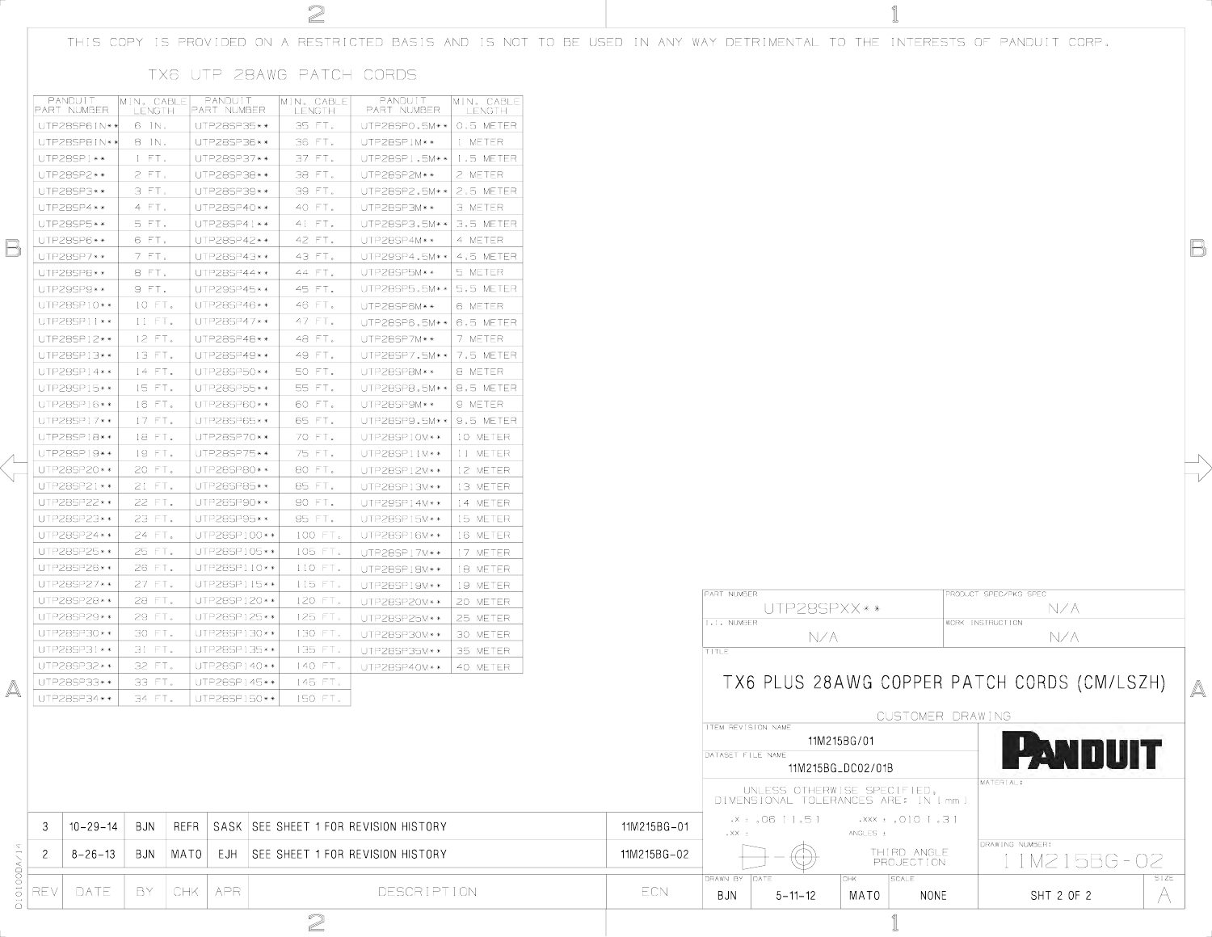THIS COPY IS PROVIDED ON A RESTRICTED BASIS AND IS NOT TO BE USED IN ANY WAY DETRIMENTAL TO THE INTERESTS OF PANDUIT CORP.

## TX6 UTP 28AWG PATCH CORDS

| PANDUIT PART NUMBER | MIN. CABLE LENGTH | PANDUIT PART NUMBER | MIN. CABLE LENGTH | PANDUIT PART NUMBER | MIN. CABLE LENGTH |
|---|---|---|---|---|---|
| UTP28SP6IN** | 6 IN. | UTP28SP35** | 35 FT. | UTP28SP0.5M** | 0.5 METER |
| UTP28SP8IN** | 8 IN. | UTP28SP36** | 36 FT. | UTP28SP1M** | 1 METER |
| UTP28SP1** | 1 FT. | UTP28SP37** | 37 FT. | UTP28SP1.5M** | 1.5 METER |
| UTP28SP2** | 2 FT. | UTP28SP38** | 38 FT. | UTP28SP2M** | 2 METER |
| UTP28SP3** | 3 FT. | UTP28SP39** | 39 FT. | UTP28SP2.5M** | 2.5 METER |
| UTP28SP4** | 4 FT. | UTP28SP40** | 40 FT. | UTP28SP3M** | 3 METER |
| UTP28SP5** | 5 FT. | UTP28SP41** | 41 FT. | UTP28SP3.5M** | 3.5 METER |
| UTP28SP6** | 6 FT. | UTP28SP42** | 42 FT. | UTP28SP4M** | 4 METER |
| UTP28SP7** | 7 FT. | UTP28SP43** | 43 FT. | UTP28SP4.5M** | 4.5 METER |
| UTP28SP8** | 8 FT. | UTP28SP44** | 44 FT. | UTP28SP5M** | 5 METER |
| UTP28SP9** | 9 FT. | UTP28SP45** | 45 FT. | UTP28SP5.5M** | 5.5 METER |
| UTP28SP10** | 10 FT. | UTP28SP46** | 46 FT. | UTP28SP6M** | 6 METER |
| UTP28SP11** | 11 FT. | UTP28SP47** | 47 FT. | UTP28SP6.5M** | 6.5 METER |
| UTP28SP12** | 12 FT. | UTP28SP48** | 48 FT. | UTP28SP7M** | 7 METER |
| UTP28SP13** | 13 FT. | UTP28SP49** | 49 FT. | UTP28SP7.5M** | 7.5 METER |
| UTP28SP14** | 14 FT. | UTP28SP50** | 50 FT. | UTP28SP8M** | 8 METER |
| UTP28SP15** | 15 FT. | UTP28SP55** | 55 FT. | UTP28SP8.5M** | 8.5 METER |
| UTP28SP16** | 16 FT. | UTP28SP60** | 60 FT. | UTP28SP9M** | 9 METER |
| UTP28SP17** | 17 FT. | UTP28SP65** | 65 FT. | UTP28SP9.5M** | 9.5 METER |
| UTP28SP18** | 18 FT. | UTP28SP70** | 70 FT. | UTP28SP10M** | 10 METER |
| UTP28SP19** | 19 FT. | UTP28SP75** | 75 FT. | UTP28SP11M** | 11 METER |
| UTP28SP20** | 20 FT. | UTP28SP80** | 80 FT. | UTP28SP12M** | 12 METER |
| UTP28SP21** | 21 FT. | UTP28SP85** | 85 FT. | UTP28SP13M** | 13 METER |
| UTP28SP22** | 22 FT. | UTP28SP90** | 90 FT. | UTP28SP14M** | 14 METER |
| UTP28SP23** | 23 FT. | UTP28SP95** | 95 FT. | UTP28SP15M** | 15 METER |
| UTP28SP24** | 24 FT. | UTP28SP100** | 100 FT. | UTP28SP16M** | 16 METER |
| UTP28SP25** | 25 FT. | UTP28SP105** | 105 FT. | UTP28SP17M** | 17 METER |
| UTP28SP26** | 26 FT. | UTP28SP110** | 110 FT. | UTP28SP18M** | 18 METER |
| UTP28SP27** | 27 FT. | UTP28SP115** | 115 FT. | UTP28SP19M** | 19 METER |
| UTP28SP28** | 28 FT. | UTP28SP120** | 120 FT. | UTP28SP20M** | 20 METER |
| UTP28SP29** | 29 FT. | UTP28SP125** | 125 FT. | UTP28SP25M** | 25 METER |
| UTP28SP30** | 30 FT. | UTP28SP130** | 130 FT. | UTP28SP30M** | 30 METER |
| UTP28SP31** | 31 FT. | UTP28SP135** | 135 FT. | UTP28SP35M** | 35 METER |
| UTP28SP32** | 32 FT. | UTP28SP140** | 140 FT. | UTP28SP40M** | 40 METER |
| UTP28SP33** | 33 FT. | UTP28SP145** | 145 FT. | | |
| UTP28SP34** | 34 FT. | UTP28SP150** | 150 FT. | | |

| REV | DATE | BY | CHK | APR | DESCRIPTION | ECN |
|---|---|---|---|---|---|---|
| 3 | 10-29-14 | BJN | REFR | SASK | SEE SHEET 1 FOR REVISION HISTORY | 11M215BG-01 |
| 2 | 8-26-13 | BJN | MATO | EJH | SEE SHEET 1 FOR REVISION HISTORY | 11M215BG-02 |

PART NUMBER: UTP28SPXX**
PRODUCT SPEC/PKG SPEC: N/A
I.I. NUMBER: N/A
WORK INSTRUCTION: N/A

TITLE: TX6 PLUS 28AWG COPPER PATCH CORDS (CM/LSZH)

CUSTOMER DRAWING

ITEM REVISION NAME: 11M215BG/01
DATASET FILE NAME: 11M215BG_DC02/01B

PANDUIT

UNLESS OTHERWISE SPECIFIED, DIMENSIONAL TOLERANCES ARE: IN [mm]
.X ± .06 [1.5] .XXX ± .010 [.3]
.XX ± ANGLES ±
THIRD ANGLE PROJECTION

MATERIAL:

DRAWING NUMBER: 11M215BG-02

| DRAWN BY | DATE | CHK | SCALE | | SIZE |
|---|---|---|---|---|---|
| BJN | 5-11-12 | MATO | NONE | SHT 2 OF 2 | A |

D:0100A/14